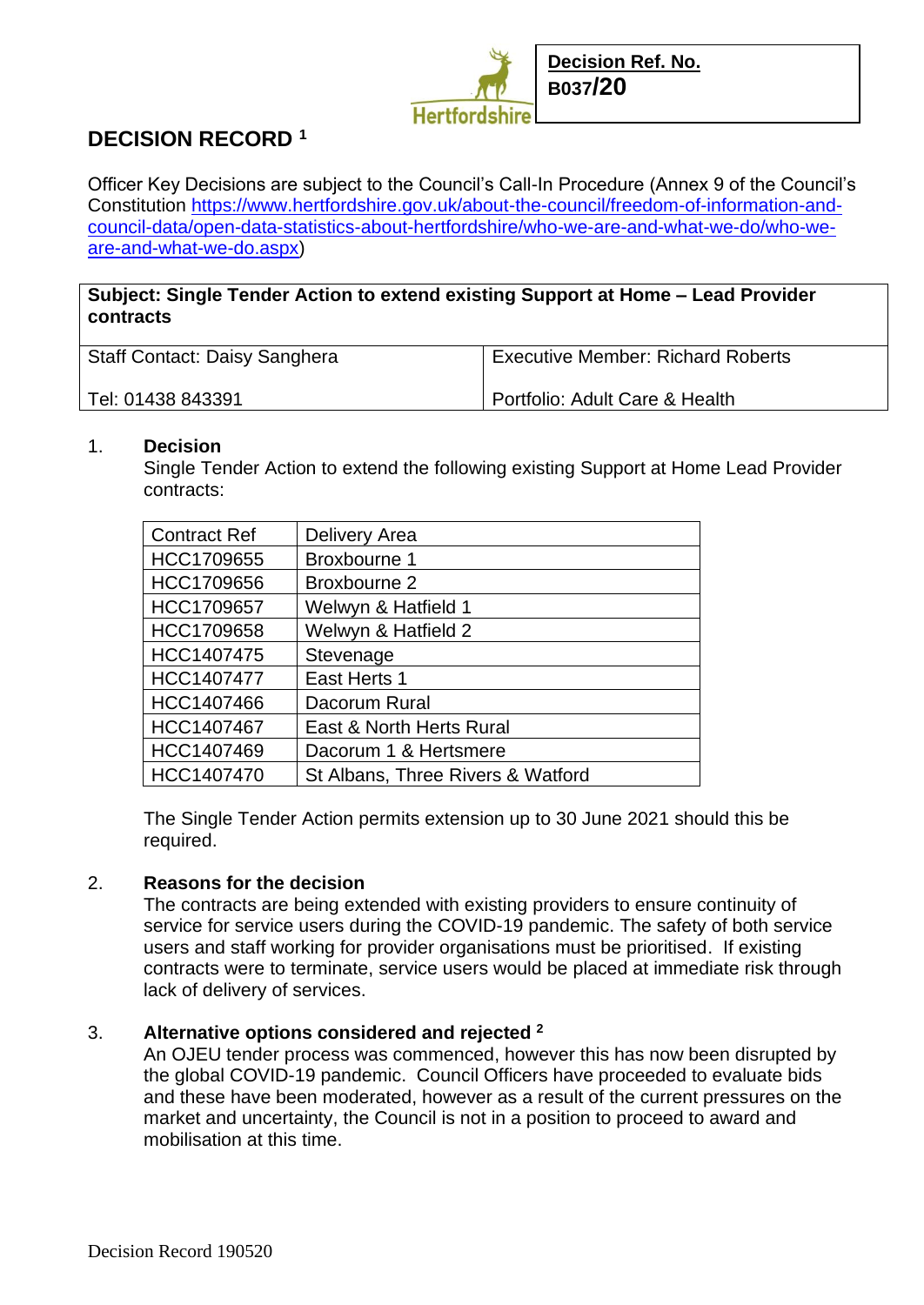Hertfordshire

**Decision Ref. No.**
**B037/20**

# DECISION RECORD [1]

Officer Key Decisions are subject to the Council's Call-In Procedure (Annex 9 of the Council's Constitution https://www.hertfordshire.gov.uk/about-the-council/freedom-of-information-and-council-data/open-data-statistics-about-hertfordshire/who-we-are-and-what-we-do/who-we-are-and-what-we-do.aspx)

| **Subject: Single Tender Action to extend existing Support at Home – Lead Provider contracts** | |
|---|---|
| Staff Contact: Daisy Sanghera<br><br>Tel: 01438 843391 | Executive Member: Richard Roberts<br><br>Portfolio: Adult Care & Health |

1. **Decision**

   Single Tender Action to extend the following existing Support at Home Lead Provider contracts:

| Contract Ref | Delivery Area |
|---|---|
| HCC1709655 | Broxbourne 1 |
| HCC1709656 | Broxbourne 2 |
| HCC1709657 | Welwyn & Hatfield 1 |
| HCC1709658 | Welwyn & Hatfield 2 |
| HCC1407475 | Stevenage |
| HCC1407477 | East Herts 1 |
| HCC1407466 | Dacorum Rural |
| HCC1407467 | East & North Herts Rural |
| HCC1407469 | Dacorum 1 & Hertsmere |
| HCC1407470 | St Albans, Three Rivers & Watford |

   The Single Tender Action permits extension up to 30 June 2021 should this be required.

2. **Reasons for the decision**

   The contracts are being extended with existing providers to ensure continuity of service for service users during the COVID-19 pandemic. The safety of both service users and staff working for provider organisations must be prioritised. If existing contracts were to terminate, service users would be placed at immediate risk through lack of delivery of services.

3. **Alternative options considered and rejected [2]**

   An OJEU tender process was commenced, however this has now been disrupted by the global COVID-19 pandemic. Council Officers have proceeded to evaluate bids and these have been moderated, however as a result of the current pressures on the market and uncertainty, the Council is not in a position to proceed to award and mobilisation at this time.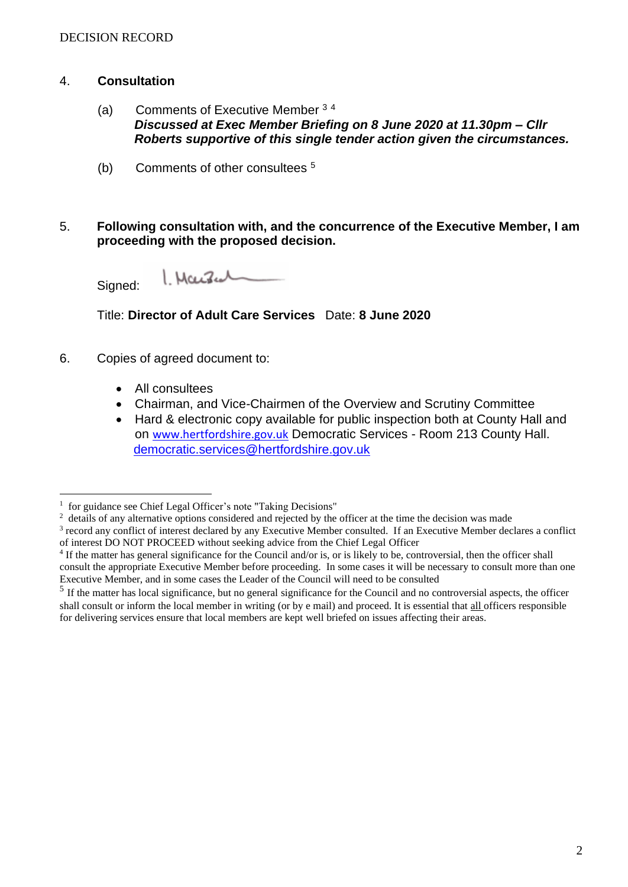DECISION RECORD

4. **Consultation**

   (a) Comments of Executive Member [3] [4]
   ***Discussed at Exec Member Briefing on 8 June 2020 at 11.30pm – Cllr Roberts supportive of this single tender action given the circumstances.***

   (b) Comments of other consultees [5]

5. **Following consultation with, and the concurrence of the Executive Member, I am proceeding with the proposed decision.**

   Signed: I. MacBeath

   Title: **Director of Adult Care Services** Date: **8 June 2020**

6. Copies of agreed document to:

   - All consultees
   - Chairman, and Vice-Chairmen of the Overview and Scrutiny Committee
   - Hard & electronic copy available for public inspection both at County Hall and on www.hertfordshire.gov.uk Democratic Services - Room 213 County Hall. democratic.services@hertfordshire.gov.uk

---

[1] for guidance see Chief Legal Officer's note "Taking Decisions"

[2] details of any alternative options considered and rejected by the officer at the time the decision was made

[3] record any conflict of interest declared by any Executive Member consulted. If an Executive Member declares a conflict of interest DO NOT PROCEED without seeking advice from the Chief Legal Officer

[4] If the matter has general significance for the Council and/or is, or is likely to be, controversial, then the officer shall consult the appropriate Executive Member before proceeding. In some cases it will be necessary to consult more than one Executive Member, and in some cases the Leader of the Council will need to be consulted

[5] If the matter has local significance, but no general significance for the Council and no controversial aspects, the officer shall consult or inform the local member in writing (or by e mail) and proceed. It is essential that all officers responsible for delivering services ensure that local members are kept well briefed on issues affecting their areas.